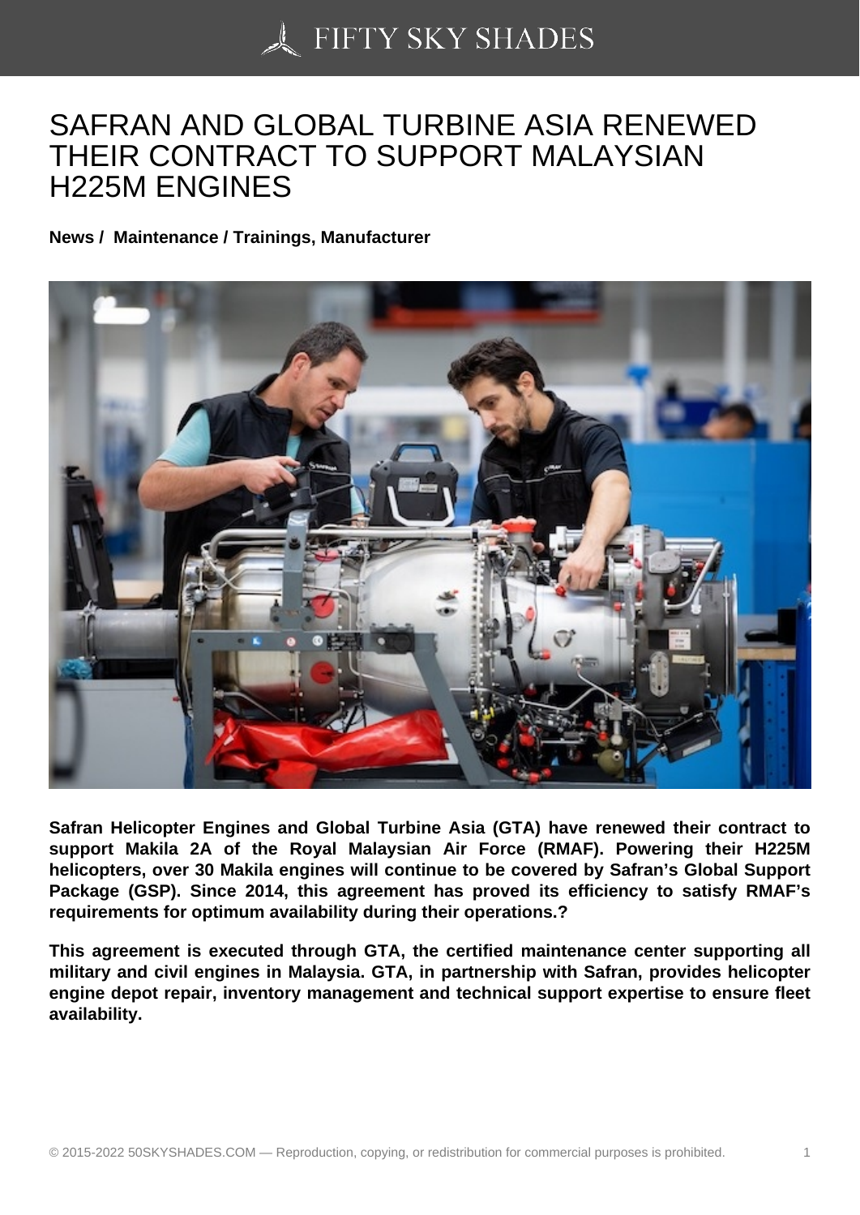# SAFRAN AND GLOBAL TURBINE ASIA RENEWED THEIR CONTRACT TO SUPPORT MALAYSIAN H225M ENGINES

**News / Maintenance / Trainings, Manufacturer**

**Safran Helicopter Engines and Global Turbine Asia (GTA) have renewed their contract to support Makila 2A of the Royal Malaysian Air Force (RMAF). Powering their H225M helicopters, over 30 Makila engines will continue to be covered by Safran's Global Support Package (GSP). Since 2014, this agreement has proved its efficiency to satisfy RMAF's requirements for optimum availability during their operations.?**

**This agreement is executed through GTA, the certified maintenance center supporting all military and civil engines in Malaysia. GTA, in partnership with Safran, provides helicopter engine depot repair, inventory management and technical support expertise to ensure fleet availability.**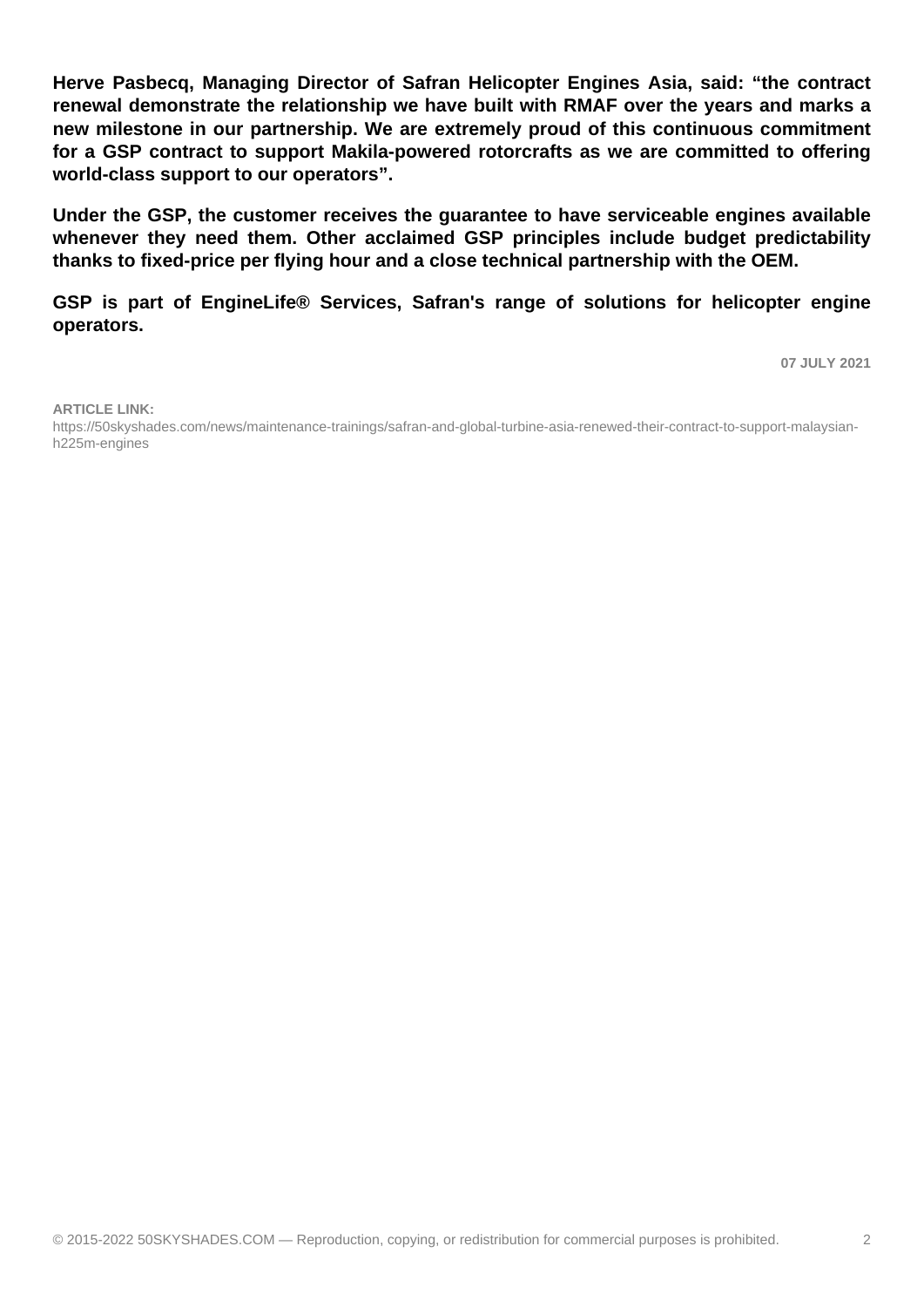**Herve Pasbecq, Managing Director of Safran Helicopter Engines Asia, said: “the contract renewal demonstrate the relationship we have built with RMAF over the years and marks a new milestone in our partnership. We are extremely proud of this continuous commitment for a GSP contract to support Makila-powered rotorcrafts as we are committed to offering world-class support to our operators”.**

**Under the GSP, the customer receives the guarantee to have serviceable engines available whenever they need them. Other acclaimed GSP principles include budget predictability thanks to fixed-price per flying hour and a close technical partnership with the OEM.**

**GSP is part of EngineLife® Services, Safran's range of solutions for helicopter engine operators.**

**07 JULY 2021**

**ARTICLE LINK:**
https://50skyshades.com/news/maintenance-trainings/safran-and-global-turbine-asia-renewed-their-contract-to-support-malaysian-h225m-engines